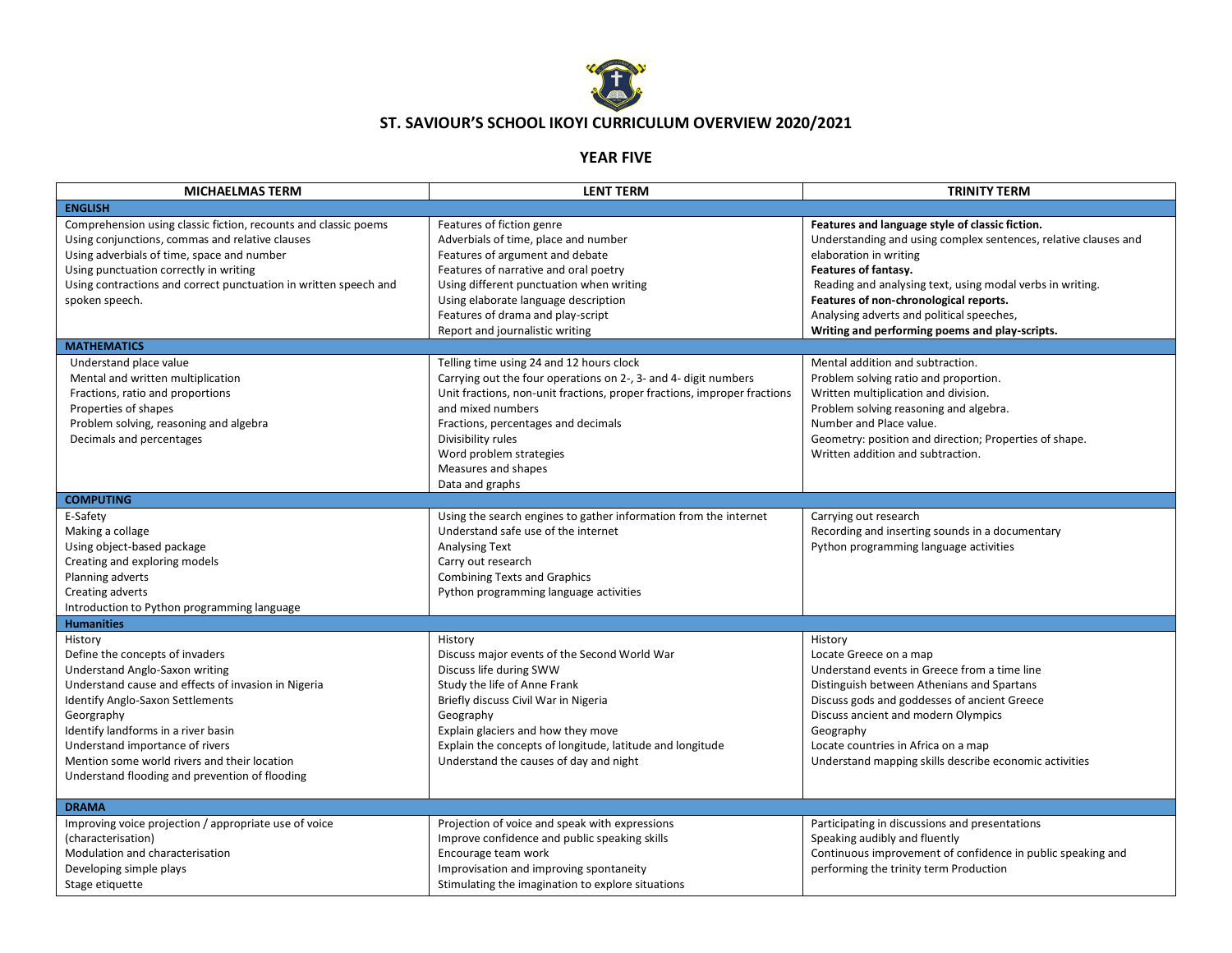# ST. SAVIOUR'S SCHOOL IKOYI CURRICULUM OVERVIEW 2020/2021

## YEAR FIVE

| MICHAELMAS TERM | LENT TERM | TRINITY TERM |
|---|---|---|
| **ENGLISH** | | |
| Comprehension using classic fiction, recounts and classic poems<br>Using conjunctions, commas and relative clauses<br>Using adverbials of time, space and number<br>Using punctuation correctly in writing<br>Using contractions and correct punctuation in written speech and spoken speech. | Features of fiction genre<br>Adverbials of time, place and number<br>Features of argument and debate<br>Features of narrative and oral poetry<br>Using different punctuation when writing<br>Using elaborate language description<br>Features of drama and play-script<br>Report and journalistic writing | **Features and language style of classic fiction.**<br>Understanding and using complex sentences, relative clauses and elaboration in writing<br>**Features of fantasy.**<br>Reading and analysing text, using modal verbs in writing.<br>**Features of non-chronological reports.**<br>Analysing adverts and political speeches,<br>**Writing and performing poems and play-scripts.** |
| **MATHEMATICS** | | |
| Understand place value<br>Mental and written multiplication<br>Fractions, ratio and proportions<br>Properties of shapes<br>Problem solving, reasoning and algebra<br>Decimals and percentages | Telling time using 24 and 12 hours clock<br>Carrying out the four operations on 2-, 3- and 4- digit numbers<br>Unit fractions, non-unit fractions, proper fractions, improper fractions and mixed numbers<br>Fractions, percentages and decimals<br>Divisibility rules<br>Word problem strategies<br>Measures and shapes<br>Data and graphs | Mental addition and subtraction.<br>Problem solving ratio and proportion.<br>Written multiplication and division.<br>Problem solving reasoning and algebra.<br>Number and Place value.<br>Geometry: position and direction; Properties of shape.<br>Written addition and subtraction. |
| **COMPUTING** | | |
| E-Safety<br>Making a collage<br>Using object-based package<br>Creating and exploring models<br>Planning adverts<br>Creating adverts<br>Introduction to Python programming language | Using the search engines to gather information from the internet<br>Understand safe use of the internet<br>Analysing Text<br>Carry out research<br>Combining Texts and Graphics<br>Python programming language activities | Carrying out research<br>Recording and inserting sounds in a documentary<br>Python programming language activities |
| **Humanities** | | |
| History<br>Define the concepts of invaders<br>Understand Anglo-Saxon writing<br>Understand cause and effects of invasion in Nigeria<br>Identify Anglo-Saxon Settlements<br>Georgraphy<br>Identify landforms in a river basin<br>Understand importance of rivers<br>Mention some world rivers and their location<br>Understand flooding and prevention of flooding | History<br>Discuss major events of the Second World War<br>Discuss life during SWW<br>Study the life of Anne Frank<br>Briefly discuss Civil War in Nigeria<br>Geography<br>Explain glaciers and how they move<br>Explain the concepts of longitude, latitude and longitude<br>Understand the causes of day and night | History<br>Locate Greece on a map<br>Understand events in Greece from a time line<br>Distinguish between Athenians and Spartans<br>Discuss gods and goddesses of ancient Greece<br>Discuss ancient and modern Olympics<br>Geography<br>Locate countries in Africa on a map<br>Understand mapping skills describe economic activities |
| **DRAMA** | | |
| Improving voice projection / appropriate use of voice (characterisation)<br>Modulation and characterisation<br>Developing simple plays<br>Stage etiquette | Projection of voice and speak with expressions<br>Improve confidence and public speaking skills<br>Encourage team work<br>Improvisation and improving spontaneity<br>Stimulating the imagination to explore situations | Participating in discussions and presentations<br>Speaking audibly and fluently<br>Continuous improvement of confidence in public speaking and performing the trinity term Production |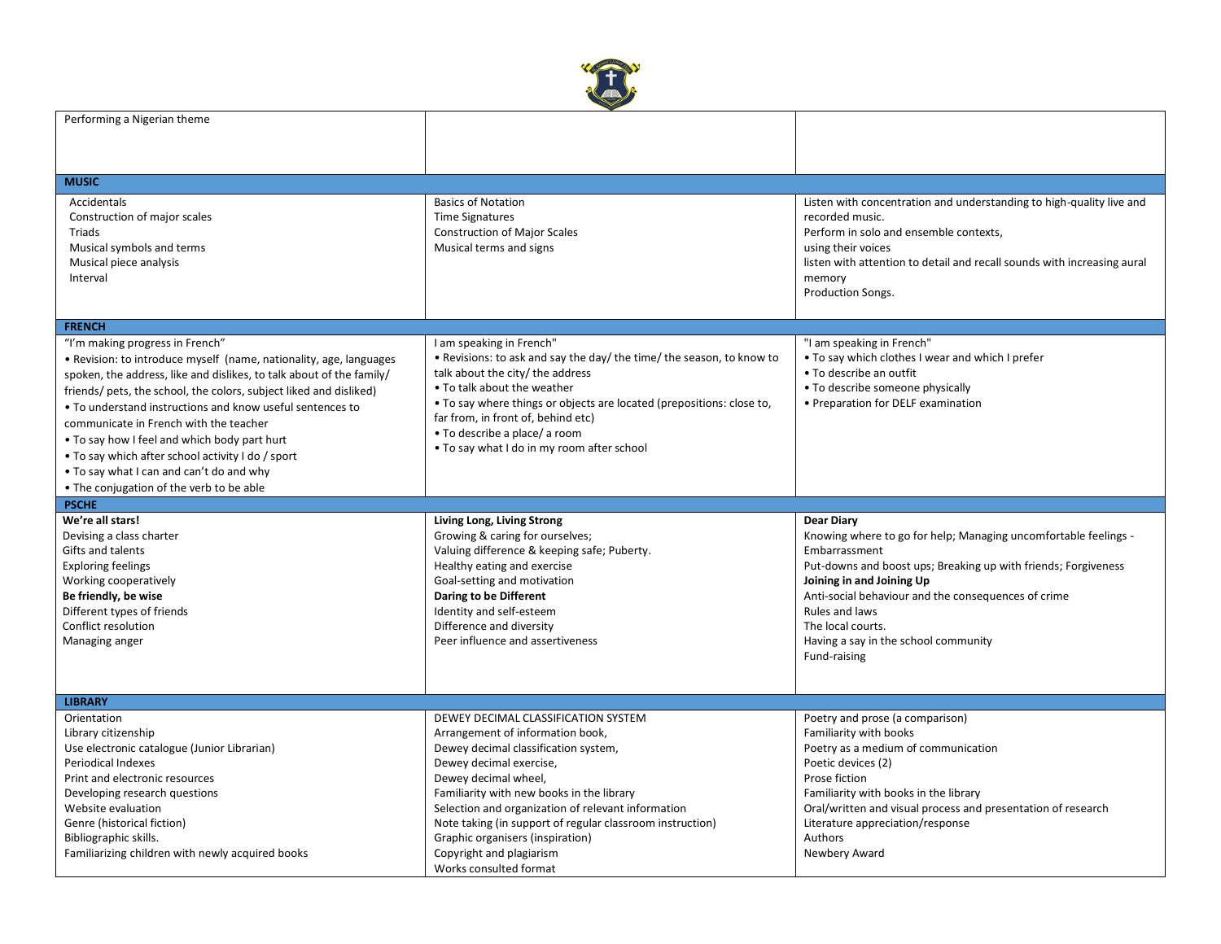| | | |
|---|---|---|
| Performing a Nigerian theme | | |
| **MUSIC** | | |
| Accidentals<br>Construction of major scales<br>Triads<br>Musical symbols and terms<br>Musical piece analysis<br>Interval | Basics of Notation<br>Time Signatures<br>Construction of Major Scales<br>Musical terms and signs | Listen with concentration and understanding to high-quality live and recorded music.<br>Perform in solo and ensemble contexts,<br>using their voices<br>listen with attention to detail and recall sounds with increasing aural memory<br>Production Songs. |
| **FRENCH** | | |
| "I'm making progress in French"<br>• Revision: to introduce myself (name, nationality, age, languages spoken, the address, like and dislikes, to talk about of the family/ friends/ pets, the school, the colors, subject liked and disliked)<br>• To understand instructions and know useful sentences to communicate in French with the teacher<br>• To say how I feel and which body part hurt<br>• To say which after school activity I do / sport<br>• To say what I can and can't do and why<br>• The conjugation of the verb to be able | I am speaking in French"<br>• Revisions: to ask and say the day/ the time/ the season, to know to talk about the city/ the address<br>• To talk about the weather<br>• To say where things or objects are located (prepositions: close to, far from, in front of, behind etc)<br>• To describe a place/ a room<br>• To say what I do in my room after school | "I am speaking in French"<br>• To say which clothes I wear and which I prefer<br>• To describe an outfit<br>• To describe someone physically<br>• Preparation for DELF examination |
| **PSCHE** | | |
| **We're all stars!**<br>Devising a class charter<br>Gifts and talents<br>Exploring feelings<br>Working cooperatively<br>**Be friendly, be wise**<br>Different types of friends<br>Conflict resolution<br>Managing anger | **Living Long, Living Strong**<br>Growing & caring for ourselves;<br>Valuing difference & keeping safe; Puberty.<br>Healthy eating and exercise<br>Goal-setting and motivation<br>**Daring to be Different**<br>Identity and self-esteem<br>Difference and diversity<br>Peer influence and assertiveness | **Dear Diary**<br>Knowing where to go for help; Managing uncomfortable feelings - Embarrassment<br>Put-downs and boost ups; Breaking up with friends; Forgiveness<br>**Joining in and Joining Up**<br>Anti-social behaviour and the consequences of crime<br>Rules and laws<br>The local courts.<br>Having a say in the school community<br>Fund-raising |
| **LIBRARY** | | |
| Orientation<br>Library citizenship<br>Use electronic catalogue (Junior Librarian)<br>Periodical Indexes<br>Print and electronic resources<br>Developing research questions<br>Website evaluation<br>Genre (historical fiction)<br>Bibliographic skills.<br>Familiarizing children with newly acquired books | DEWEY DECIMAL CLASSIFICATION SYSTEM<br>Arrangement of information book,<br>Dewey decimal classification system,<br>Dewey decimal exercise,<br>Dewey decimal wheel,<br>Familiarity with new books in the library<br>Selection and organization of relevant information<br>Note taking (in support of regular classroom instruction)<br>Graphic organisers (inspiration)<br>Copyright and plagiarism<br>Works consulted format | Poetry and prose (a comparison)<br>Familiarity with books<br>Poetry as a medium of communication<br>Poetic devices (2)<br>Prose fiction<br>Familiarity with books in the library<br>Oral/written and visual process and presentation of research<br>Literature appreciation/response<br>Authors<br>Newbery Award |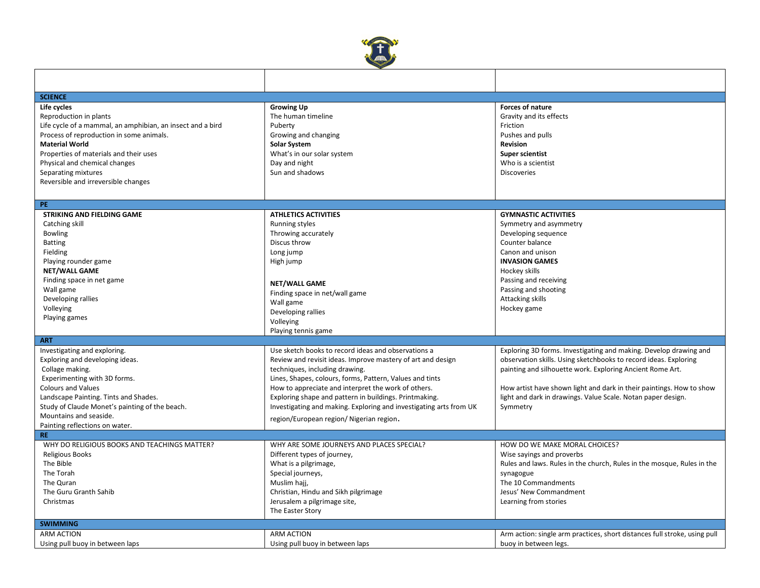| | | |
|---|---|---|
| **SCIENCE** | | |
| **Life cycles**<br>Reproduction in plants<br>Life cycle of a mammal, an amphibian, an insect and a bird<br>Process of reproduction in some animals.<br>**Material World**<br>Properties of materials and their uses<br>Physical and chemical changes<br>Separating mixtures<br>Reversible and irreversible changes | **Growing Up**<br>The human timeline<br>Puberty<br>Growing and changing<br>**Solar System**<br>What's in our solar system<br>Day and night<br>Sun and shadows | **Forces of nature**<br>Gravity and its effects<br>Friction<br>Pushes and pulls<br>**Revision**<br>**Super scientist**<br>Who is a scientist<br>Discoveries |
| **PE** | | |
| **STRIKING AND FIELDING GAME**<br>Catching skill<br>Bowling<br>Batting<br>Fielding<br>Playing rounder game<br>**NET/WALL GAME**<br>Finding space in net game<br>Wall game<br>Developing rallies<br>Volleying<br>Playing games | **ATHLETICS ACTIVITIES**<br>Running styles<br>Throwing accurately<br>Discus throw<br>Long jump<br>High jump<br><br>**NET/WALL GAME**<br>Finding space in net/wall game<br>Wall game<br>Developing rallies<br>Volleying<br>Playing tennis game | **GYMNASTIC ACTIVITIES**<br>Symmetry and asymmetry<br>Developing sequence<br>Counter balance<br>Canon and unison<br>**INVASION GAMES**<br>Hockey skills<br>Passing and receiving<br>Passing and shooting<br>Attacking skills<br>Hockey game |
| **ART** | | |
| Investigating and exploring.<br>Exploring and developing ideas.<br>Collage making.<br>Experimenting with 3D forms.<br>Colours and Values<br>Landscape Painting. Tints and Shades.<br>Study of Claude Monet's painting of the beach.<br>Mountains and seaside.<br>Painting reflections on water. | Use sketch books to record ideas and observations a<br>Review and revisit ideas. Improve mastery of art and design techniques, including drawing.<br>Lines, Shapes, colours, forms, Pattern, Values and tints<br>How to appreciate and interpret the work of others.<br>Exploring shape and pattern in buildings. Printmaking.<br>Investigating and making. Exploring and investigating arts from UK region/European region/ Nigerian region. | Exploring 3D forms. Investigating and making. Develop drawing and observation skills. Using sketchbooks to record ideas. Exploring painting and silhouette work. Exploring Ancient Rome Art.<br><br>How artist have shown light and dark in their paintings. How to show light and dark in drawings. Value Scale. Notan paper design. Symmetry |
| **RE** | | |
| WHY DO RELIGIOUS BOOKS AND TEACHINGS MATTER?<br>Religious Books<br>The Bible<br>The Torah<br>The Quran<br>The Guru Granth Sahib<br>Christmas | WHY ARE SOME JOURNEYS AND PLACES SPECIAL?<br>Different types of journey,<br>What is a pilgrimage,<br>Special journeys,<br>Muslim hajj,<br>Christian, Hindu and Sikh pilgrimage<br>Jerusalem a pilgrimage site,<br>The Easter Story | HOW DO WE MAKE MORAL CHOICES?<br>Wise sayings and proverbs<br>Rules and laws. Rules in the church, Rules in the mosque, Rules in the synagogue<br>The 10 Commandments<br>Jesus' New Commandment<br>Learning from stories |
| **SWIMMING** | | |
| ARM ACTION<br>Using pull buoy in between laps | ARM ACTION<br>Using pull buoy in between laps | Arm action: single arm practices, short distances full stroke, using pull buoy in between legs. |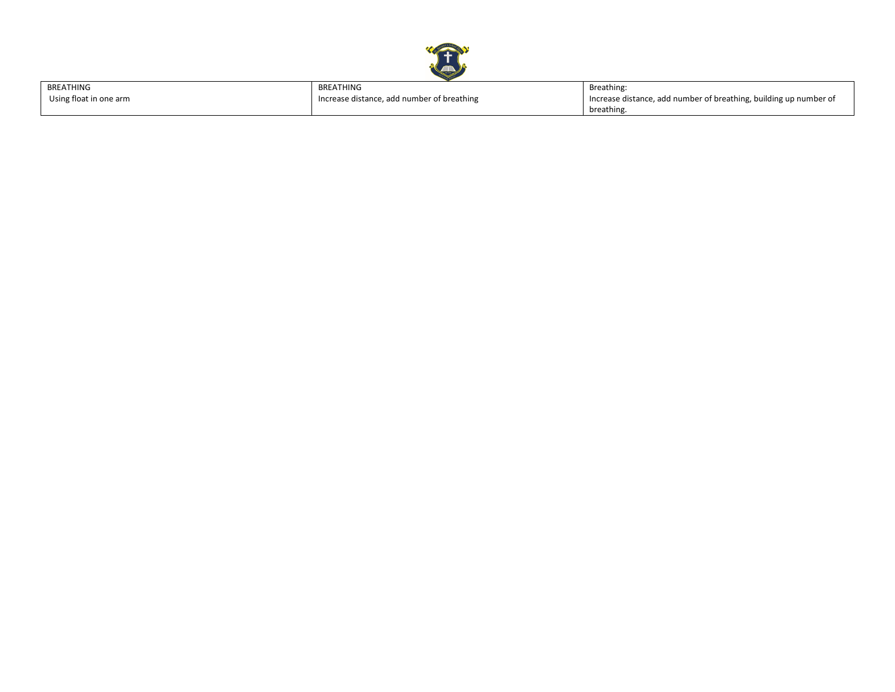| | | |
|---|---|---|
| BREATHING<br>Using float in one arm | BREATHING<br>Increase distance, add number of breathing | Breathing:<br>Increase distance, add number of breathing, building up number of breathing. |